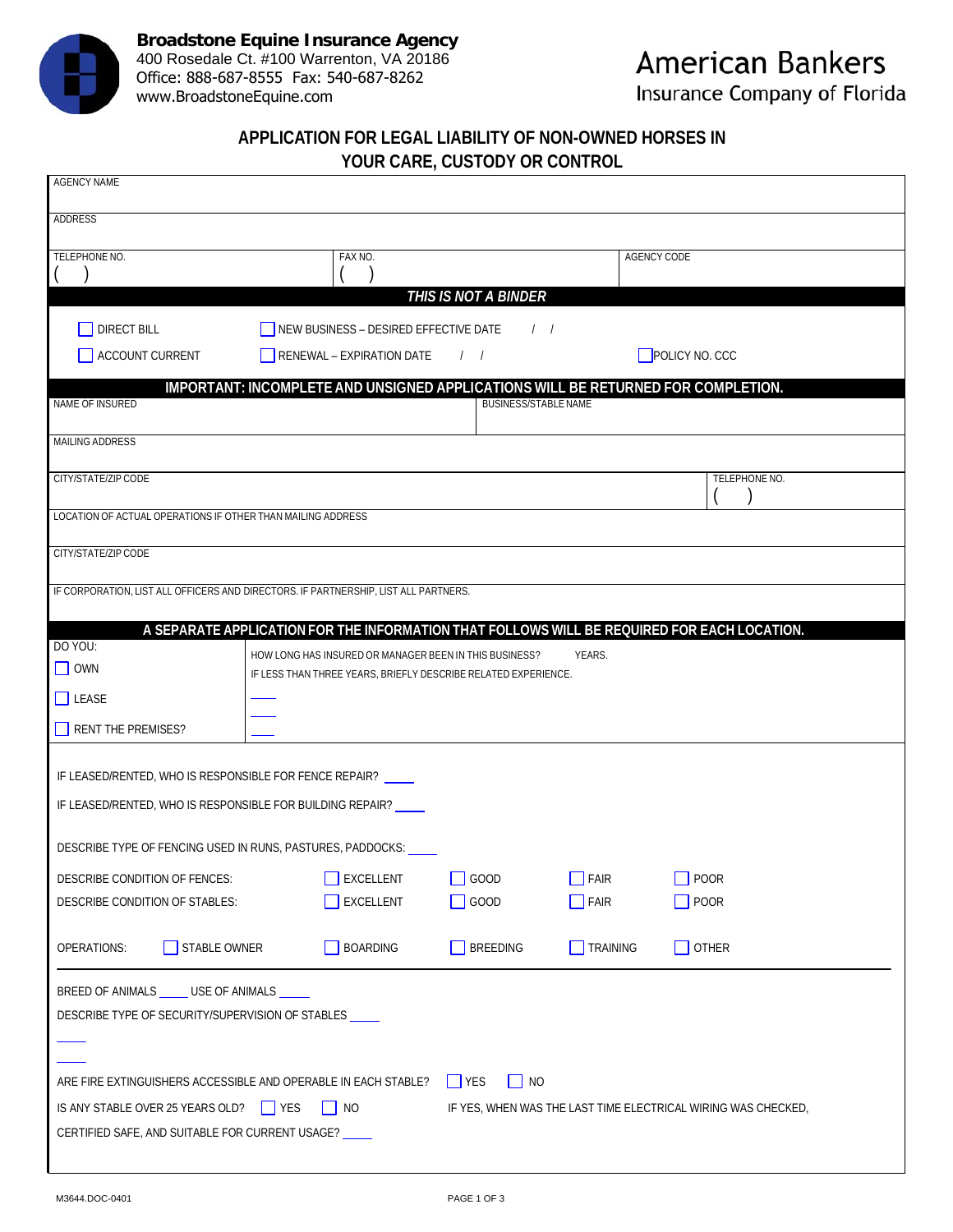**Broadstone Equine Insurance Agency**
400 Rosedale Ct. #100 Warrenton, VA 20186
Office: 888-687-8555 Fax: 540-687-8262
www.BroadstoneEquine.com

American Bankers
Insurance Company of Florida

# APPLICATION FOR LEGAL LIABILITY OF NON-OWNED HORSES IN YOUR CARE, CUSTODY OR CONTROL

| | | |
|---|---|---|
| AGENCY NAME | | |
| ADDRESS | | |
| TELEPHONE NO. ( ) | FAX NO. ( ) | AGENCY CODE |

**THIS IS NOT A BINDER**

☐ DIRECT BILL ☐ NEW BUSINESS – DESIRED EFFECTIVE DATE / /

☐ ACCOUNT CURRENT ☐ RENEWAL – EXPIRATION DATE / / ☐ POLICY NO. CCC

**IMPORTANT: INCOMPLETE AND UNSIGNED APPLICATIONS WILL BE RETURNED FOR COMPLETION.**

| | |
|---|---|
| NAME OF INSURED | BUSINESS/STABLE NAME |
| MAILING ADDRESS | |
| CITY/STATE/ZIP CODE | TELEPHONE NO. ( ) |
| LOCATION OF ACTUAL OPERATIONS IF OTHER THAN MAILING ADDRESS | |
| CITY/STATE/ZIP CODE | |
| IF CORPORATION, LIST ALL OFFICERS AND DIRECTORS. IF PARTNERSHIP, LIST ALL PARTNERS. | |

**A SEPARATE APPLICATION FOR THE INFORMATION THAT FOLLOWS WILL BE REQUIRED FOR EACH LOCATION.**

DO YOU:
☐ OWN
☐ LEASE
☐ RENT THE PREMISES?

HOW LONG HAS INSURED OR MANAGER BEEN IN THIS BUSINESS? YEARS.
IF LESS THAN THREE YEARS, BRIEFLY DESCRIBE RELATED EXPERIENCE.

IF LEASED/RENTED, WHO IS RESPONSIBLE FOR FENCE REPAIR? ____

IF LEASED/RENTED, WHO IS RESPONSIBLE FOR BUILDING REPAIR? ____

DESCRIBE TYPE OF FENCING USED IN RUNS, PASTURES, PADDOCKS: ____

DESCRIBE CONDITION OF FENCES: ☐ EXCELLENT ☐ GOOD ☐ FAIR ☐ POOR

DESCRIBE CONDITION OF STABLES: ☐ EXCELLENT ☐ GOOD ☐ FAIR ☐ POOR

OPERATIONS: ☐ STABLE OWNER ☐ BOARDING ☐ BREEDING ☐ TRAINING ☐ OTHER

BREED OF ANIMALS ____ USE OF ANIMALS ____

DESCRIBE TYPE OF SECURITY/SUPERVISION OF STABLES ____

ARE FIRE EXTINGUISHERS ACCESSIBLE AND OPERABLE IN EACH STABLE? ☐ YES ☐ NO

IS ANY STABLE OVER 25 YEARS OLD? ☐ YES ☐ NO IF YES, WHEN WAS THE LAST TIME ELECTRICAL WIRING WAS CHECKED, CERTIFIED SAFE, AND SUITABLE FOR CURRENT USAGE? ____

M3644.DOC-0401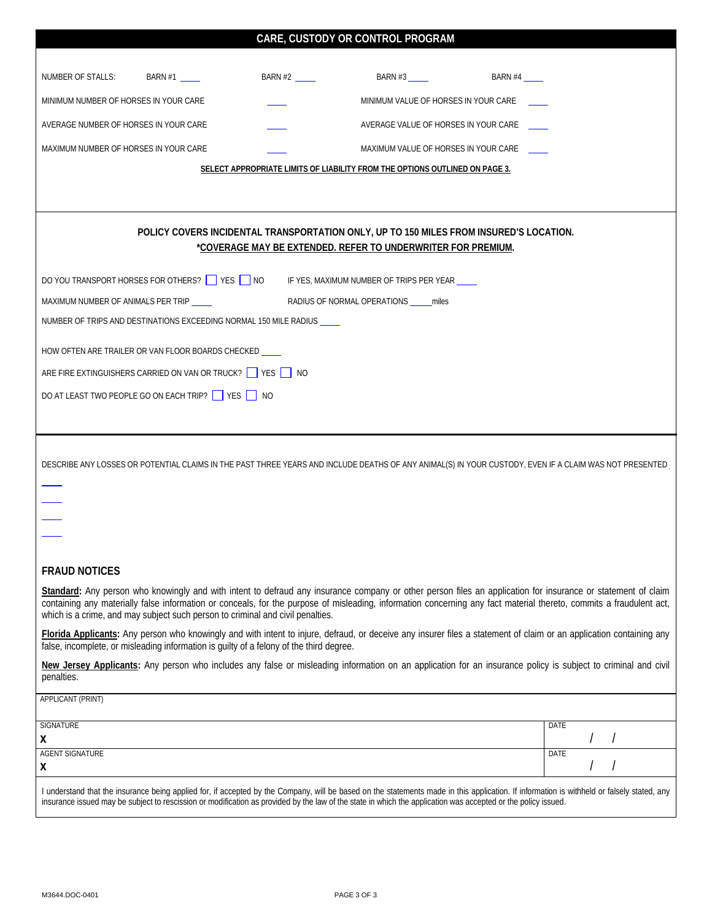## CARE, CUSTODY OR CONTROL PROGRAM

NUMBER OF STALLS: BARN #1 ____ BARN #2 ____ BARN #3 ____ BARN #4 ____

| | | | |
|---|---|---|---|
| MINIMUM NUMBER OF HORSES IN YOUR CARE | ____ | MINIMUM VALUE OF HORSES IN YOUR CARE | ____ |
| AVERAGE NUMBER OF HORSES IN YOUR CARE | ____ | AVERAGE VALUE OF HORSES IN YOUR CARE | ____ |
| MAXIMUM NUMBER OF HORSES IN YOUR CARE | ____ | MAXIMUM VALUE OF HORSES IN YOUR CARE | ____ |

**SELECT APPROPRIATE LIMITS OF LIABILITY FROM THE OPTIONS OUTLINED ON PAGE 3.**

**POLICY COVERS INCIDENTAL TRANSPORTATION ONLY, UP TO 150 MILES FROM INSURED'S LOCATION.**

**\*COVERAGE MAY BE EXTENDED. REFER TO UNDERWRITER FOR PREMIUM.**

DO YOU TRANSPORT HORSES FOR OTHERS? ☐ YES ☐ NO IF YES, MAXIMUM NUMBER OF TRIPS PER YEAR ____

MAXIMUM NUMBER OF ANIMALS PER TRIP ____ RADIUS OF NORMAL OPERATIONS ____ miles

NUMBER OF TRIPS AND DESTINATIONS EXCEEDING NORMAL 150 MILE RADIUS ____

HOW OFTEN ARE TRAILER OR VAN FLOOR BOARDS CHECKED ____

ARE FIRE EXTINGUISHERS CARRIED ON VAN OR TRUCK? ☐ YES ☐ NO

DO AT LEAST TWO PEOPLE GO ON EACH TRIP? ☐ YES ☐ NO

DESCRIBE ANY LOSSES OR POTENTIAL CLAIMS IN THE PAST THREE YEARS AND INCLUDE DEATHS OF ANY ANIMAL(S) IN YOUR CUSTODY, EVEN IF A CLAIM WAS NOT PRESENTED

____

____

____

____

### FRAUD NOTICES

**Standard:** Any person who knowingly and with intent to defraud any insurance company or other person files an application for insurance or statement of claim containing any materially false information or conceals, for the purpose of misleading, information concerning any fact material thereto, commits a fraudulent act, which is a crime, and may subject such person to criminal and civil penalties.

**Florida Applicants:** Any person who knowingly and with intent to injure, defraud, or deceive any insurer files a statement of claim or an application containing any false, incomplete, or misleading information is guilty of a felony of the third degree.

**New Jersey Applicants:** Any person who includes any false or misleading information on an application for an insurance policy is subject to criminal and civil penalties.

| | |
|---|---|
| APPLICANT (PRINT) | |
| SIGNATURE<br>X | DATE<br>/ / |
| AGENT SIGNATURE<br>X | DATE<br>/ / |

I understand that the insurance being applied for, if accepted by the Company, will be based on the statements made in this application. If information is withheld or falsely stated, any insurance issued may be subject to rescission or modification as provided by the law of the state in which the application was accepted or the policy issued.

M3644.DOC-0401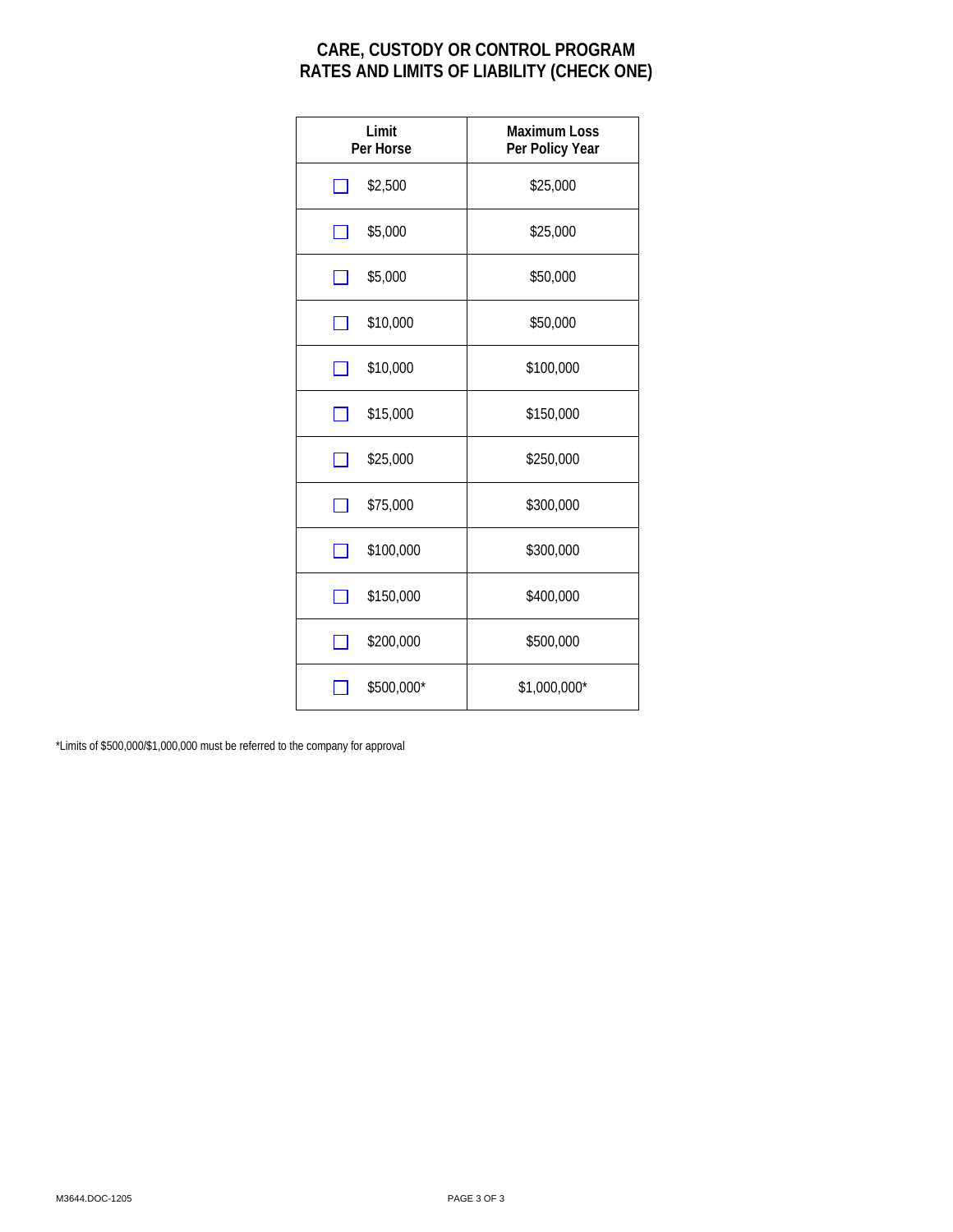# CARE, CUSTODY OR CONTROL PROGRAM
# RATES AND LIMITS OF LIABILITY (CHECK ONE)

| Limit Per Horse | Maximum Loss Per Policy Year |
|---|---|
| ☐ $2,500 | $25,000 |
| ☐ $5,000 | $25,000 |
| ☐ $5,000 | $50,000 |
| ☐ $10,000 | $50,000 |
| ☐ $10,000 | $100,000 |
| ☐ $15,000 | $150,000 |
| ☐ $25,000 | $250,000 |
| ☐ $75,000 | $300,000 |
| ☐ $100,000 | $300,000 |
| ☐ $150,000 | $400,000 |
| ☐ $200,000 | $500,000 |
| ☐ $500,000* | $1,000,000* |

*Limits of $500,000/$1,000,000 must be referred to the company for approval

M3644.DOC-1205